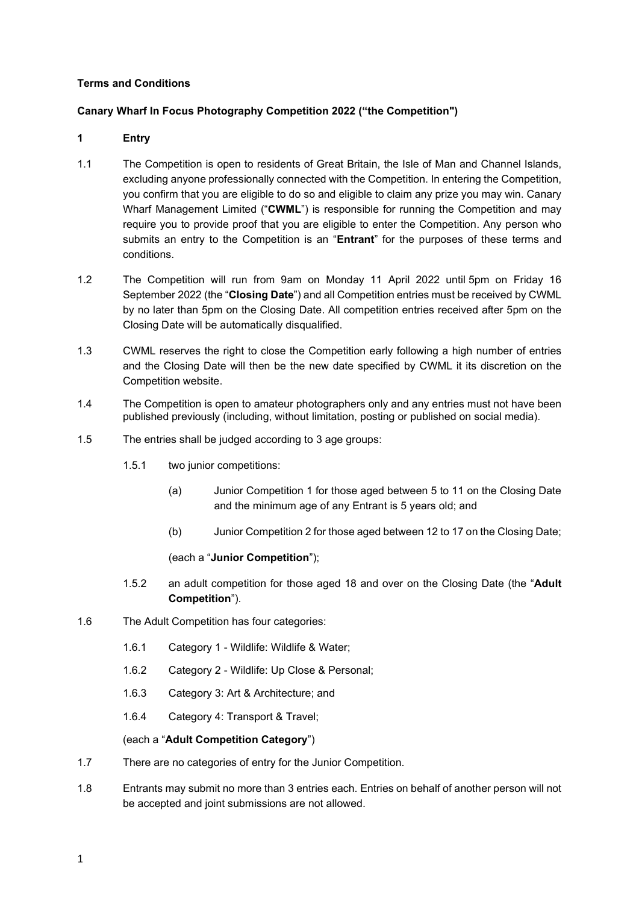**Terms and Conditions**

**Canary Wharf In Focus Photography Competition 2022 ("the Competition")**

**1 Entry**

1.1 The Competition is open to residents of Great Britain, the Isle of Man and Channel Islands, excluding anyone professionally connected with the Competition. In entering the Competition, you confirm that you are eligible to do so and eligible to claim any prize you may win. Canary Wharf Management Limited ("**CWML**") is responsible for running the Competition and may require you to provide proof that you are eligible to enter the Competition. Any person who submits an entry to the Competition is an "**Entrant**" for the purposes of these terms and conditions.

1.2 The Competition will run from 9am on Monday 11 April 2022 until 5pm on Friday 16 September 2022 (the "**Closing Date**") and all Competition entries must be received by CWML by no later than 5pm on the Closing Date. All competition entries received after 5pm on the Closing Date will be automatically disqualified.

1.3 CWML reserves the right to close the Competition early following a high number of entries and the Closing Date will then be the new date specified by CWML it its discretion on the Competition website.

1.4 The Competition is open to amateur photographers only and any entries must not have been published previously (including, without limitation, posting or published on social media).

1.5 The entries shall be judged according to 3 age groups:

1.5.1 two junior competitions:

(a) Junior Competition 1 for those aged between 5 to 11 on the Closing Date and the minimum age of any Entrant is 5 years old; and

(b) Junior Competition 2 for those aged between 12 to 17 on the Closing Date;

(each a "**Junior Competition**");

1.5.2 an adult competition for those aged 18 and over on the Closing Date (the "**Adult Competition**").

1.6 The Adult Competition has four categories:

1.6.1 Category 1 - Wildlife: Wildlife & Water;

1.6.2 Category 2 - Wildlife: Up Close & Personal;

1.6.3 Category 3: Art & Architecture; and

1.6.4 Category 4: Transport & Travel;

(each a "**Adult Competition Category**")

1.7 There are no categories of entry for the Junior Competition.

1.8 Entrants may submit no more than 3 entries each. Entries on behalf of another person will not be accepted and joint submissions are not allowed.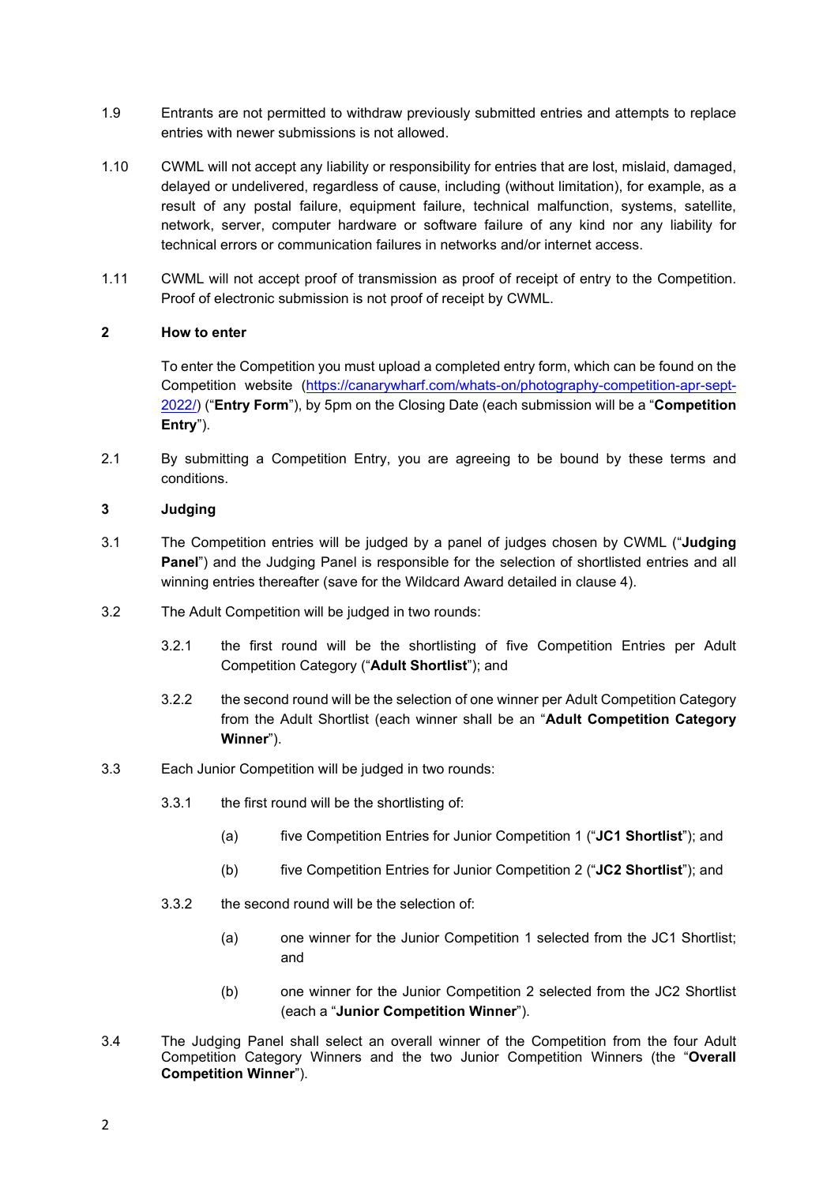1.9 Entrants are not permitted to withdraw previously submitted entries and attempts to replace entries with newer submissions is not allowed.

1.10 CWML will not accept any liability or responsibility for entries that are lost, mislaid, damaged, delayed or undelivered, regardless of cause, including (without limitation), for example, as a result of any postal failure, equipment failure, technical malfunction, systems, satellite, network, server, computer hardware or software failure of any kind nor any liability for technical errors or communication failures in networks and/or internet access.

1.11 CWML will not accept proof of transmission as proof of receipt of entry to the Competition. Proof of electronic submission is not proof of receipt by CWML.

## 2 How to enter

To enter the Competition you must upload a completed entry form, which can be found on the Competition website ([https://canarywharf.com/whats-on/photography-competition-apr-sept-2022/](https://canarywharf.com/whats-on/photography-competition-apr-sept-2022/)) ("**Entry Form**"), by 5pm on the Closing Date (each submission will be a "**Competition Entry**").

2.1 By submitting a Competition Entry, you are agreeing to be bound by these terms and conditions.

## 3 Judging

3.1 The Competition entries will be judged by a panel of judges chosen by CWML ("**Judging Panel**") and the Judging Panel is responsible for the selection of shortlisted entries and all winning entries thereafter (save for the Wildcard Award detailed in clause 4).

3.2 The Adult Competition will be judged in two rounds:

3.2.1 the first round will be the shortlisting of five Competition Entries per Adult Competition Category ("**Adult Shortlist**"); and

3.2.2 the second round will be the selection of one winner per Adult Competition Category from the Adult Shortlist (each winner shall be an "**Adult Competition Category Winner**").

3.3 Each Junior Competition will be judged in two rounds:

3.3.1 the first round will be the shortlisting of:

(a) five Competition Entries for Junior Competition 1 ("**JC1 Shortlist**"); and

(b) five Competition Entries for Junior Competition 2 ("**JC2 Shortlist**"); and

3.3.2 the second round will be the selection of:

(a) one winner for the Junior Competition 1 selected from the JC1 Shortlist; and

(b) one winner for the Junior Competition 2 selected from the JC2 Shortlist (each a "**Junior Competition Winner**").

3.4 The Judging Panel shall select an overall winner of the Competition from the four Adult Competition Category Winners and the two Junior Competition Winners (the "**Overall Competition Winner**").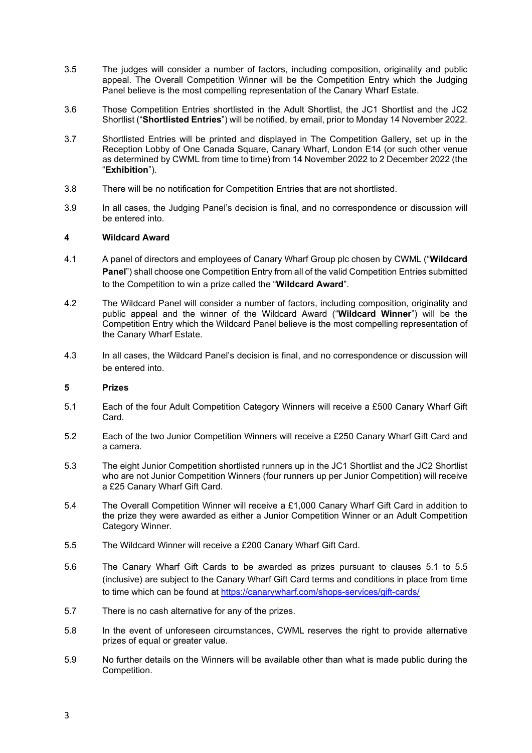3.5 The judges will consider a number of factors, including composition, originality and public appeal. The Overall Competition Winner will be the Competition Entry which the Judging Panel believe is the most compelling representation of the Canary Wharf Estate.

3.6 Those Competition Entries shortlisted in the Adult Shortlist, the JC1 Shortlist and the JC2 Shortlist ("**Shortlisted Entries**") will be notified, by email, prior to Monday 14 November 2022.

3.7 Shortlisted Entries will be printed and displayed in The Competition Gallery, set up in the Reception Lobby of One Canada Square, Canary Wharf, London E14 (or such other venue as determined by CWML from time to time) from 14 November 2022 to 2 December 2022 (the "**Exhibition**").

3.8 There will be no notification for Competition Entries that are not shortlisted.

3.9 In all cases, the Judging Panel's decision is final, and no correspondence or discussion will be entered into.

## 4 Wildcard Award

4.1 A panel of directors and employees of Canary Wharf Group plc chosen by CWML ("**Wildcard Panel**") shall choose one Competition Entry from all of the valid Competition Entries submitted to the Competition to win a prize called the "**Wildcard Award**".

4.2 The Wildcard Panel will consider a number of factors, including composition, originality and public appeal and the winner of the Wildcard Award ("**Wildcard Winner**") will be the Competition Entry which the Wildcard Panel believe is the most compelling representation of the Canary Wharf Estate.

4.3 In all cases, the Wildcard Panel's decision is final, and no correspondence or discussion will be entered into.

## 5 Prizes

5.1 Each of the four Adult Competition Category Winners will receive a £500 Canary Wharf Gift Card.

5.2 Each of the two Junior Competition Winners will receive a £250 Canary Wharf Gift Card and a camera.

5.3 The eight Junior Competition shortlisted runners up in the JC1 Shortlist and the JC2 Shortlist who are not Junior Competition Winners (four runners up per Junior Competition) will receive a £25 Canary Wharf Gift Card.

5.4 The Overall Competition Winner will receive a £1,000 Canary Wharf Gift Card in addition to the prize they were awarded as either a Junior Competition Winner or an Adult Competition Category Winner.

5.5 The Wildcard Winner will receive a £200 Canary Wharf Gift Card.

5.6 The Canary Wharf Gift Cards to be awarded as prizes pursuant to clauses 5.1 to 5.5 (inclusive) are subject to the Canary Wharf Gift Card terms and conditions in place from time to time which can be found at https://canarywharf.com/shops-services/gift-cards/

5.7 There is no cash alternative for any of the prizes.

5.8 In the event of unforeseen circumstances, CWML reserves the right to provide alternative prizes of equal or greater value.

5.9 No further details on the Winners will be available other than what is made public during the Competition.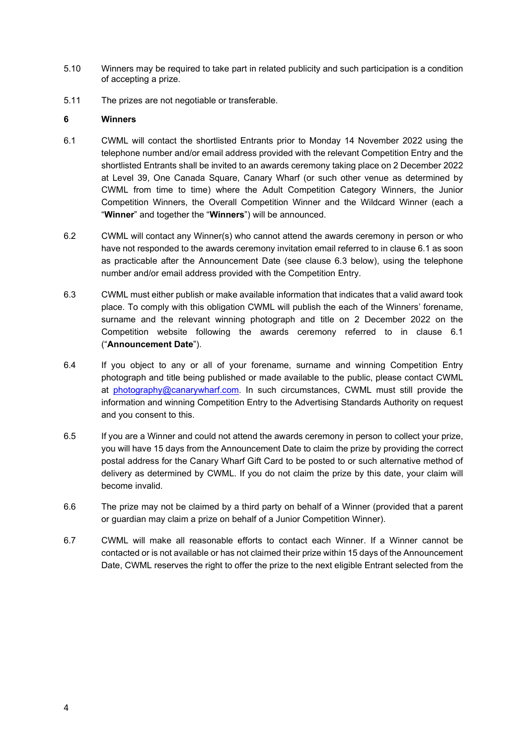5.10 Winners may be required to take part in related publicity and such participation is a condition of accepting a prize.

5.11 The prizes are not negotiable or transferable.

## 6 Winners

6.1 CWML will contact the shortlisted Entrants prior to Monday 14 November 2022 using the telephone number and/or email address provided with the relevant Competition Entry and the shortlisted Entrants shall be invited to an awards ceremony taking place on 2 December 2022 at Level 39, One Canada Square, Canary Wharf (or such other venue as determined by CWML from time to time) where the Adult Competition Category Winners, the Junior Competition Winners, the Overall Competition Winner and the Wildcard Winner (each a "**Winner**" and together the "**Winners**") will be announced.

6.2 CWML will contact any Winner(s) who cannot attend the awards ceremony in person or who have not responded to the awards ceremony invitation email referred to in clause 6.1 as soon as practicable after the Announcement Date (see clause 6.3 below), using the telephone number and/or email address provided with the Competition Entry.

6.3 CWML must either publish or make available information that indicates that a valid award took place. To comply with this obligation CWML will publish the each of the Winners' forename, surname and the relevant winning photograph and title on 2 December 2022 on the Competition website following the awards ceremony referred to in clause 6.1 ("**Announcement Date**").

6.4 If you object to any or all of your forename, surname and winning Competition Entry photograph and title being published or made available to the public, please contact CWML at photography@canarywharf.com. In such circumstances, CWML must still provide the information and winning Competition Entry to the Advertising Standards Authority on request and you consent to this.

6.5 If you are a Winner and could not attend the awards ceremony in person to collect your prize, you will have 15 days from the Announcement Date to claim the prize by providing the correct postal address for the Canary Wharf Gift Card to be posted to or such alternative method of delivery as determined by CWML. If you do not claim the prize by this date, your claim will become invalid.

6.6 The prize may not be claimed by a third party on behalf of a Winner (provided that a parent or guardian may claim a prize on behalf of a Junior Competition Winner).

6.7 CWML will make all reasonable efforts to contact each Winner. If a Winner cannot be contacted or is not available or has not claimed their prize within 15 days of the Announcement Date, CWML reserves the right to offer the prize to the next eligible Entrant selected from the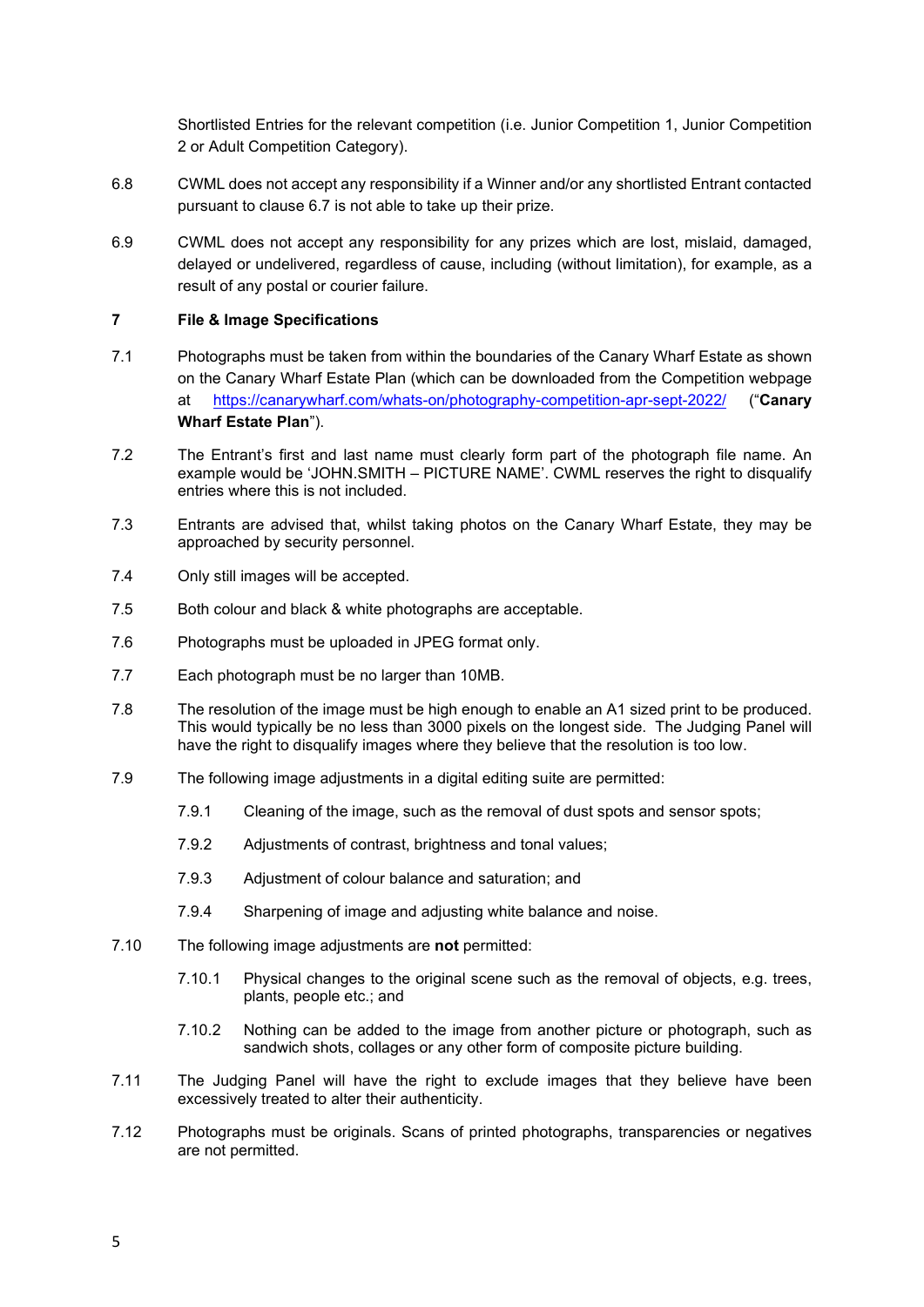Shortlisted Entries for the relevant competition (i.e. Junior Competition 1, Junior Competition 2 or Adult Competition Category).

6.8 CWML does not accept any responsibility if a Winner and/or any shortlisted Entrant contacted pursuant to clause 6.7 is not able to take up their prize.

6.9 CWML does not accept any responsibility for any prizes which are lost, mislaid, damaged, delayed or undelivered, regardless of cause, including (without limitation), for example, as a result of any postal or courier failure.

## 7 File & Image Specifications

7.1 Photographs must be taken from within the boundaries of the Canary Wharf Estate as shown on the Canary Wharf Estate Plan (which can be downloaded from the Competition webpage at https://canarywharf.com/whats-on/photography-competition-apr-sept-2022/ ("**Canary Wharf Estate Plan**").

7.2 The Entrant's first and last name must clearly form part of the photograph file name. An example would be 'JOHN.SMITH – PICTURE NAME'. CWML reserves the right to disqualify entries where this is not included.

7.3 Entrants are advised that, whilst taking photos on the Canary Wharf Estate, they may be approached by security personnel.

7.4 Only still images will be accepted.

7.5 Both colour and black & white photographs are acceptable.

7.6 Photographs must be uploaded in JPEG format only.

7.7 Each photograph must be no larger than 10MB.

7.8 The resolution of the image must be high enough to enable an A1 sized print to be produced. This would typically be no less than 3000 pixels on the longest side. The Judging Panel will have the right to disqualify images where they believe that the resolution is too low.

7.9 The following image adjustments in a digital editing suite are permitted:

7.9.1 Cleaning of the image, such as the removal of dust spots and sensor spots;

7.9.2 Adjustments of contrast, brightness and tonal values;

7.9.3 Adjustment of colour balance and saturation; and

7.9.4 Sharpening of image and adjusting white balance and noise.

7.10 The following image adjustments are **not** permitted:

7.10.1 Physical changes to the original scene such as the removal of objects, e.g. trees, plants, people etc.; and

7.10.2 Nothing can be added to the image from another picture or photograph, such as sandwich shots, collages or any other form of composite picture building.

7.11 The Judging Panel will have the right to exclude images that they believe have been excessively treated to alter their authenticity.

7.12 Photographs must be originals. Scans of printed photographs, transparencies or negatives are not permitted.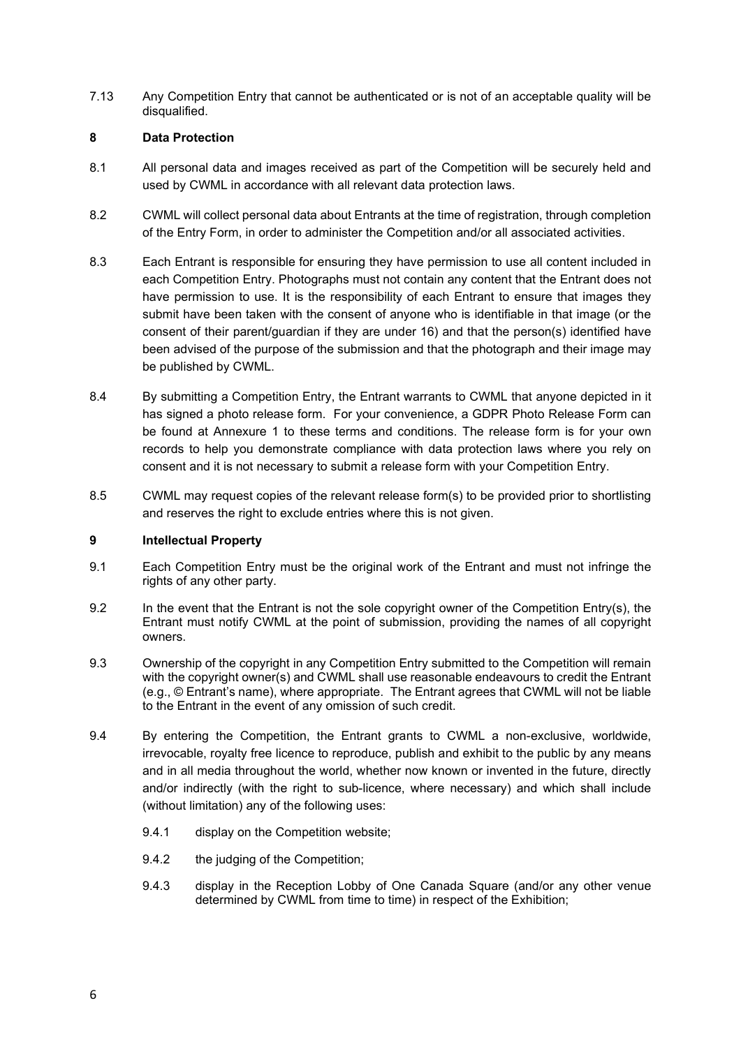7.13 Any Competition Entry that cannot be authenticated or is not of an acceptable quality will be disqualified.

## 8 Data Protection

8.1 All personal data and images received as part of the Competition will be securely held and used by CWML in accordance with all relevant data protection laws.

8.2 CWML will collect personal data about Entrants at the time of registration, through completion of the Entry Form, in order to administer the Competition and/or all associated activities.

8.3 Each Entrant is responsible for ensuring they have permission to use all content included in each Competition Entry. Photographs must not contain any content that the Entrant does not have permission to use. It is the responsibility of each Entrant to ensure that images they submit have been taken with the consent of anyone who is identifiable in that image (or the consent of their parent/guardian if they are under 16) and that the person(s) identified have been advised of the purpose of the submission and that the photograph and their image may be published by CWML.

8.4 By submitting a Competition Entry, the Entrant warrants to CWML that anyone depicted in it has signed a photo release form. For your convenience, a GDPR Photo Release Form can be found at Annexure 1 to these terms and conditions. The release form is for your own records to help you demonstrate compliance with data protection laws where you rely on consent and it is not necessary to submit a release form with your Competition Entry.

8.5 CWML may request copies of the relevant release form(s) to be provided prior to shortlisting and reserves the right to exclude entries where this is not given.

## 9 Intellectual Property

9.1 Each Competition Entry must be the original work of the Entrant and must not infringe the rights of any other party.

9.2 In the event that the Entrant is not the sole copyright owner of the Competition Entry(s), the Entrant must notify CWML at the point of submission, providing the names of all copyright owners.

9.3 Ownership of the copyright in any Competition Entry submitted to the Competition will remain with the copyright owner(s) and CWML shall use reasonable endeavours to credit the Entrant (e.g., © Entrant's name), where appropriate. The Entrant agrees that CWML will not be liable to the Entrant in the event of any omission of such credit.

9.4 By entering the Competition, the Entrant grants to CWML a non-exclusive, worldwide, irrevocable, royalty free licence to reproduce, publish and exhibit to the public by any means and in all media throughout the world, whether now known or invented in the future, directly and/or indirectly (with the right to sub-licence, where necessary) and which shall include (without limitation) any of the following uses:

- 9.4.1 display on the Competition website;
- 9.4.2 the judging of the Competition;
- 9.4.3 display in the Reception Lobby of One Canada Square (and/or any other venue determined by CWML from time to time) in respect of the Exhibition;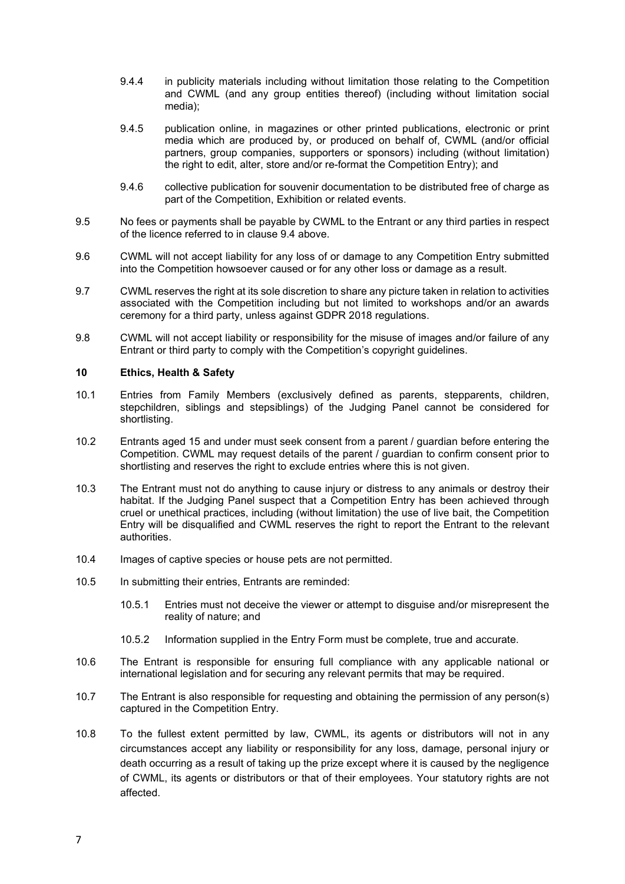9.4.4 in publicity materials including without limitation those relating to the Competition and CWML (and any group entities thereof) (including without limitation social media);

9.4.5 publication online, in magazines or other printed publications, electronic or print media which are produced by, or produced on behalf of, CWML (and/or official partners, group companies, supporters or sponsors) including (without limitation) the right to edit, alter, store and/or re-format the Competition Entry); and

9.4.6 collective publication for souvenir documentation to be distributed free of charge as part of the Competition, Exhibition or related events.

9.5 No fees or payments shall be payable by CWML to the Entrant or any third parties in respect of the licence referred to in clause 9.4 above.

9.6 CWML will not accept liability for any loss of or damage to any Competition Entry submitted into the Competition howsoever caused or for any other loss or damage as a result.

9.7 CWML reserves the right at its sole discretion to share any picture taken in relation to activities associated with the Competition including but not limited to workshops and/or an awards ceremony for a third party, unless against GDPR 2018 regulations.

9.8 CWML will not accept liability or responsibility for the misuse of images and/or failure of any Entrant or third party to comply with the Competition's copyright guidelines.

**10 Ethics, Health & Safety**

10.1 Entries from Family Members (exclusively defined as parents, stepparents, children, stepchildren, siblings and stepsiblings) of the Judging Panel cannot be considered for shortlisting.

10.2 Entrants aged 15 and under must seek consent from a parent / guardian before entering the Competition. CWML may request details of the parent / guardian to confirm consent prior to shortlisting and reserves the right to exclude entries where this is not given.

10.3 The Entrant must not do anything to cause injury or distress to any animals or destroy their habitat. If the Judging Panel suspect that a Competition Entry has been achieved through cruel or unethical practices, including (without limitation) the use of live bait, the Competition Entry will be disqualified and CWML reserves the right to report the Entrant to the relevant authorities.

10.4 Images of captive species or house pets are not permitted.

10.5 In submitting their entries, Entrants are reminded:

10.5.1 Entries must not deceive the viewer or attempt to disguise and/or misrepresent the reality of nature; and

10.5.2 Information supplied in the Entry Form must be complete, true and accurate.

10.6 The Entrant is responsible for ensuring full compliance with any applicable national or international legislation and for securing any relevant permits that may be required.

10.7 The Entrant is also responsible for requesting and obtaining the permission of any person(s) captured in the Competition Entry.

10.8 To the fullest extent permitted by law, CWML, its agents or distributors will not in any circumstances accept any liability or responsibility for any loss, damage, personal injury or death occurring as a result of taking up the prize except where it is caused by the negligence of CWML, its agents or distributors or that of their employees. Your statutory rights are not affected.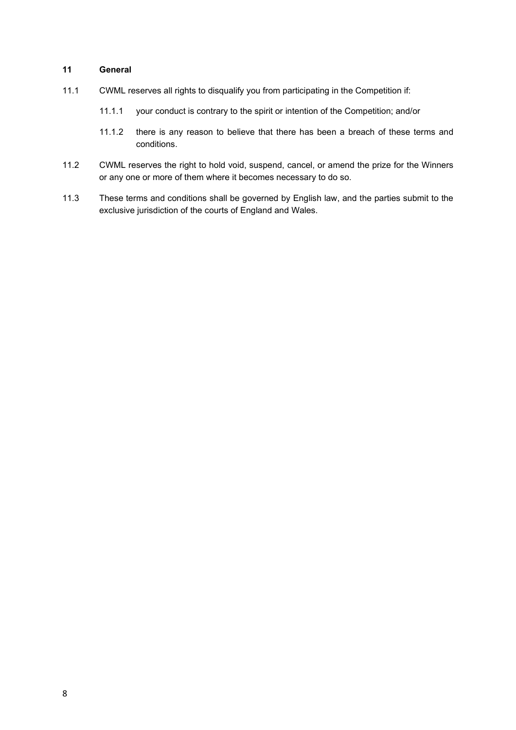## 11 General

11.1 CWML reserves all rights to disqualify you from participating in the Competition if:

11.1.1 your conduct is contrary to the spirit or intention of the Competition; and/or

11.1.2 there is any reason to believe that there has been a breach of these terms and conditions.

11.2 CWML reserves the right to hold void, suspend, cancel, or amend the prize for the Winners or any one or more of them where it becomes necessary to do so.

11.3 These terms and conditions shall be governed by English law, and the parties submit to the exclusive jurisdiction of the courts of England and Wales.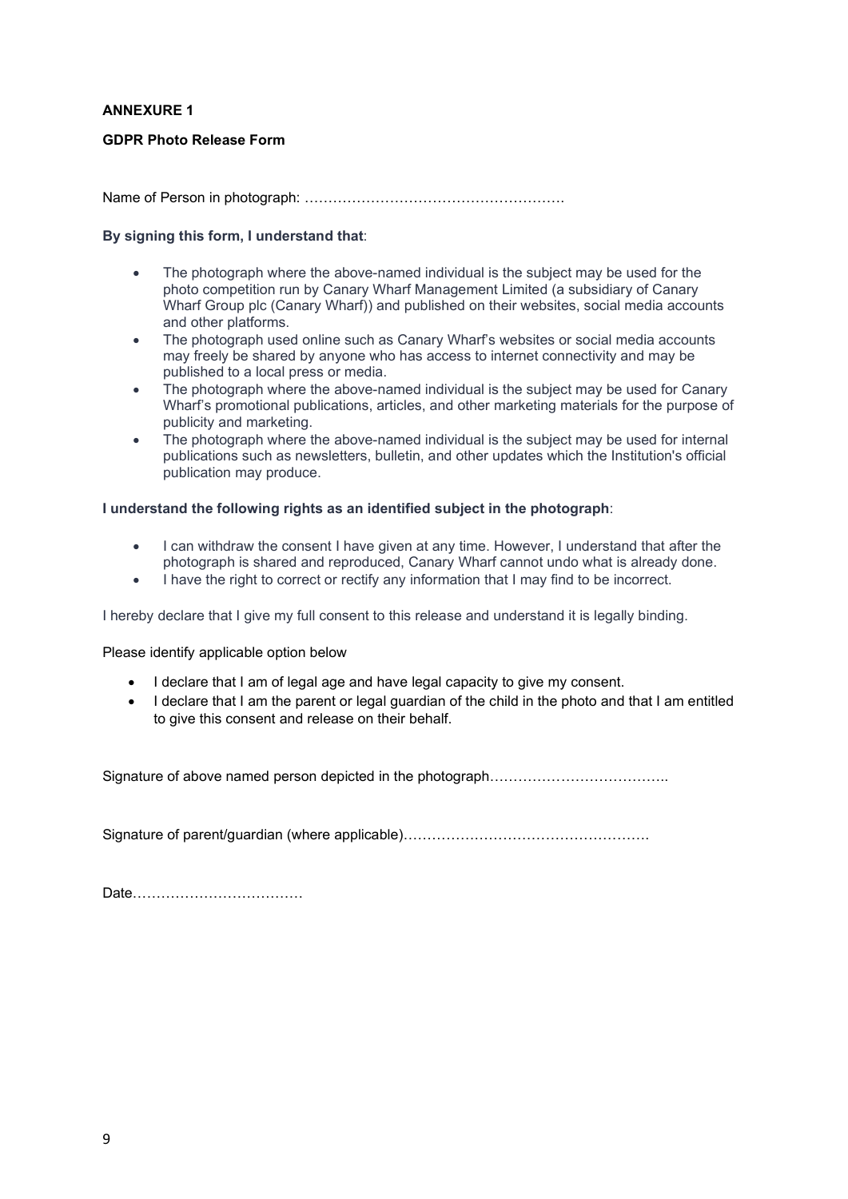**ANNEXURE 1**

**GDPR Photo Release Form**

Name of Person in photograph: ……………………………………………….

**By signing this form, I understand that**:

- The photograph where the above-named individual is the subject may be used for the photo competition run by Canary Wharf Management Limited (a subsidiary of Canary Wharf Group plc (Canary Wharf)) and published on their websites, social media accounts and other platforms.
- The photograph used online such as Canary Wharf's websites or social media accounts may freely be shared by anyone who has access to internet connectivity and may be published to a local press or media.
- The photograph where the above-named individual is the subject may be used for Canary Wharf's promotional publications, articles, and other marketing materials for the purpose of publicity and marketing.
- The photograph where the above-named individual is the subject may be used for internal publications such as newsletters, bulletin, and other updates which the Institution's official publication may produce.

**I understand the following rights as an identified subject in the photograph**:

- I can withdraw the consent I have given at any time. However, I understand that after the photograph is shared and reproduced, Canary Wharf cannot undo what is already done.
- I have the right to correct or rectify any information that I may find to be incorrect.

I hereby declare that I give my full consent to this release and understand it is legally binding.

Please identify applicable option below

- I declare that I am of legal age and have legal capacity to give my consent.
- I declare that I am the parent or legal guardian of the child in the photo and that I am entitled to give this consent and release on their behalf.

Signature of above named person depicted in the photograph………………………………..

Signature of parent/guardian (where applicable)…………………………………………….

Date………………………………